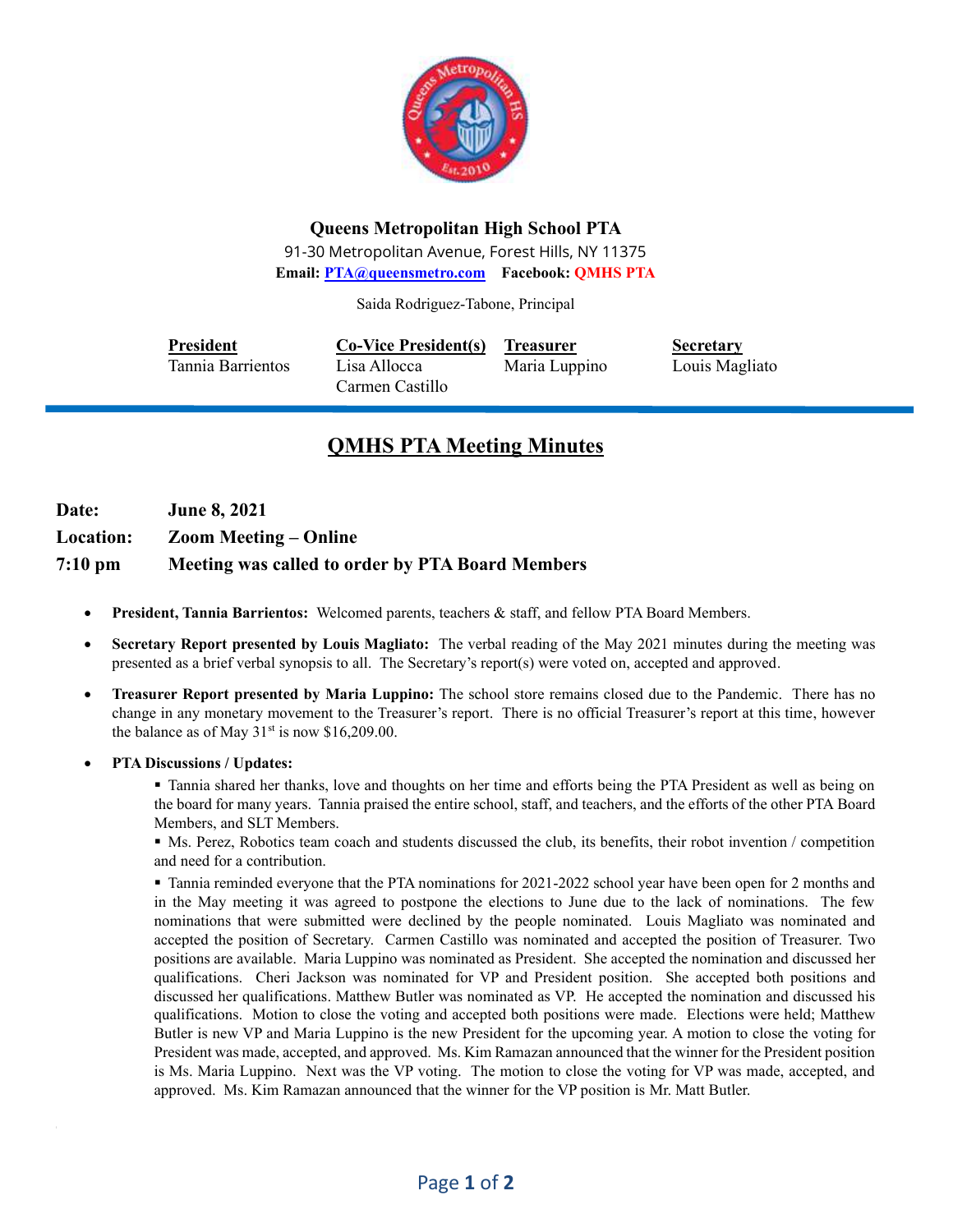# Queens Metropolitan High School PTA

91-30 Metropolitan Avenue, Forest Hills, NY 11375

**Email: PTA@queensmetro.com** **Facebook: QMHS PTA**

Saida Rodriguez-Tabone, Principal

| President | Co-Vice President(s) | Treasurer | Secretary |
|---|---|---|---|
| Tannia Barrientos | Lisa Allocca<br>Carmen Castillo | Maria Luppino | Louis Magliato |

## QMHS PTA Meeting Minutes

**Date:** **June 8, 2021**

**Location:** **Zoom Meeting – Online**

**7:10 pm** **Meeting was called to order by PTA Board Members**

- **President, Tannia Barrientos:** Welcomed parents, teachers & staff, and fellow PTA Board Members.
- **Secretary Report presented by Louis Magliato:** The verbal reading of the May 2021 minutes during the meeting was presented as a brief verbal synopsis to all. The Secretary's report(s) were voted on, accepted and approved.
- **Treasurer Report presented by Maria Luppino:** The school store remains closed due to the Pandemic. There has no change in any monetary movement to the Treasurer's report. There is no official Treasurer's report at this time, however the balance as of May 31st is now $16,209.00.
- **PTA Discussions / Updates:**
  - Tannia shared her thanks, love and thoughts on her time and efforts being the PTA President as well as being on the board for many years. Tannia praised the entire school, staff, and teachers, and the efforts of the other PTA Board Members, and SLT Members.
  - Ms. Perez, Robotics team coach and students discussed the club, its benefits, their robot invention / competition and need for a contribution.
  - Tannia reminded everyone that the PTA nominations for 2021-2022 school year have been open for 2 months and in the May meeting it was agreed to postpone the elections to June due to the lack of nominations. The few nominations that were submitted were declined by the people nominated. Louis Magliato was nominated and accepted the position of Secretary. Carmen Castillo was nominated and accepted the position of Treasurer. Two positions are available. Maria Luppino was nominated as President. She accepted the nomination and discussed her qualifications. Cheri Jackson was nominated for VP and President position. She accepted both positions and discussed her qualifications. Matthew Butler was nominated as VP. He accepted the nomination and discussed his qualifications. Motion to close the voting and accepted both positions were made. Elections were held; Matthew Butler is new VP and Maria Luppino is the new President for the upcoming year. A motion to close the voting for President was made, accepted, and approved. Ms. Kim Ramazan announced that the winner for the President position is Ms. Maria Luppino. Next was the VP voting. The motion to close the voting for VP was made, accepted, and approved. Ms. Kim Ramazan announced that the winner for the VP position is Mr. Matt Butler.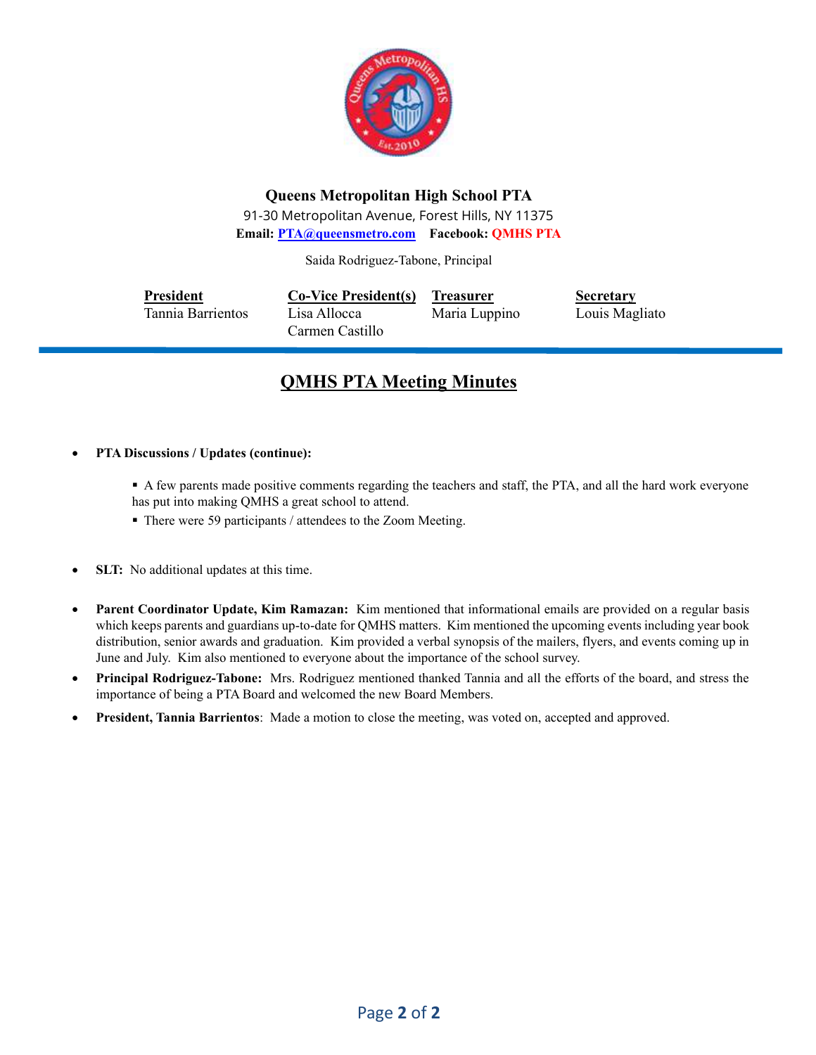**Queens Metropolitan High School PTA**

91-30 Metropolitan Avenue, Forest Hills, NY 11375

**Email:** PTA@queensmetro.com **Facebook:** QMHS PTA

Saida Rodriguez-Tabone, Principal

| President | Co-Vice President(s) | Treasurer | Secretary |
| --- | --- | --- | --- |
| Tannia Barrientos | Lisa Allocca<br>Carmen Castillo | Maria Luppino | Louis Magliato |

# QMHS PTA Meeting Minutes

- **PTA Discussions / Updates (continue):**
  - A few parents made positive comments regarding the teachers and staff, the PTA, and all the hard work everyone has put into making QMHS a great school to attend.
  - There were 59 participants / attendees to the Zoom Meeting.

- **SLT:** No additional updates at this time.

- **Parent Coordinator Update, Kim Ramazan:** Kim mentioned that informational emails are provided on a regular basis which keeps parents and guardians up-to-date for QMHS matters. Kim mentioned the upcoming events including year book distribution, senior awards and graduation. Kim provided a verbal synopsis of the mailers, flyers, and events coming up in June and July. Kim also mentioned to everyone about the importance of the school survey.
- **Principal Rodriguez-Tabone:** Mrs. Rodriguez mentioned thanked Tannia and all the efforts of the board, and stress the importance of being a PTA Board and welcomed the new Board Members.
- **President, Tannia Barrientos**: Made a motion to close the meeting, was voted on, accepted and approved.